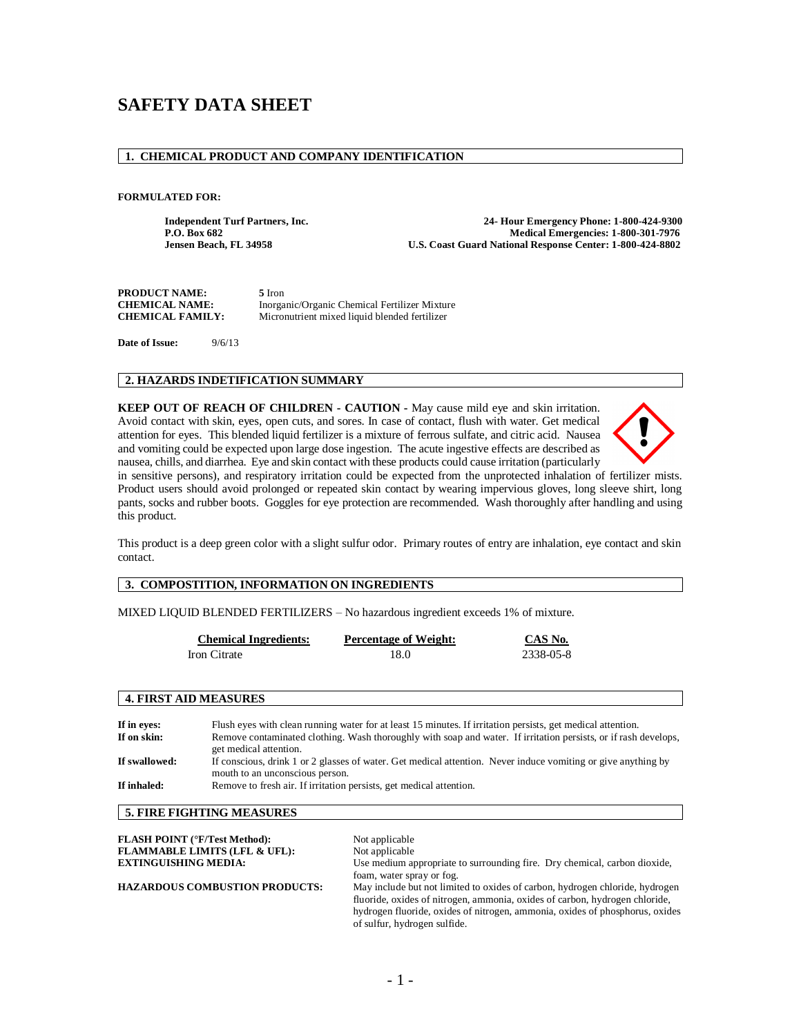# SAFETY DATA SHEET

## 1. CHEMICAL PRODUCT AND COMPANY IDENTIFICATION

**FORMULATED FOR:**

**Independent Turf Partners, Inc.**
**P.O. Box 682**
**Jensen Beach, FL 34958**

**24- Hour Emergency Phone: 1-800-424-9300**
**Medical Emergencies: 1-800-301-7976**
**U.S. Coast Guard National Response Center: 1-800-424-8802**

**PRODUCT NAME:** **5** Iron
**CHEMICAL NAME:** Inorganic/Organic Chemical Fertilizer Mixture
**CHEMICAL FAMILY:** Micronutrient mixed liquid blended fertilizer

**Date of Issue:** 9/6/13

## 2. HAZARDS INDETIFICATION SUMMARY

**KEEP OUT OF REACH OF CHILDREN - CAUTION -** May cause mild eye and skin irritation. Avoid contact with skin, eyes, open cuts, and sores. In case of contact, flush with water. Get medical attention for eyes. This blended liquid fertilizer is a mixture of ferrous sulfate, and citric acid. Nausea and vomiting could be expected upon large dose ingestion. The acute ingestive effects are described as nausea, chills, and diarrhea. Eye and skin contact with these products could cause irritation (particularly in sensitive persons), and respiratory irritation could be expected from the unprotected inhalation of fertilizer mists. Product users should avoid prolonged or repeated skin contact by wearing impervious gloves, long sleeve shirt, long pants, socks and rubber boots. Goggles for eye protection are recommended. Wash thoroughly after handling and using this product.

This product is a deep green color with a slight sulfur odor. Primary routes of entry are inhalation, eye contact and skin contact.

## 3. COMPOSTITION, INFORMATION ON INGREDIENTS

MIXED LIQUID BLENDED FERTILIZERS – No hazardous ingredient exceeds 1% of mixture.

| Chemical Ingredients: | Percentage of Weight: | CAS No. |
|---|---|---|
| Iron Citrate | 18.0 | 2338-05-8 |

## 4. FIRST AID MEASURES

**If in eyes:** Flush eyes with clean running water for at least 15 minutes. If irritation persists, get medical attention.

**If on skin:** Remove contaminated clothing. Wash thoroughly with soap and water. If irritation persists, or if rash develops, get medical attention.

**If swallowed:** If conscious, drink 1 or 2 glasses of water. Get medical attention. Never induce vomiting or give anything by mouth to an unconscious person.

**If inhaled:** Remove to fresh air. If irritation persists, get medical attention.

## 5. FIRE FIGHTING MEASURES

**FLASH POINT (°F/Test Method):** Not applicable

**FLAMMABLE LIMITS (LFL & UFL):** Not applicable

**EXTINGUISHING MEDIA:** Use medium appropriate to surrounding fire. Dry chemical, carbon dioxide, foam, water spray or fog.

**HAZARDOUS COMBUSTION PRODUCTS:** May include but not limited to oxides of carbon, hydrogen chloride, hydrogen fluoride, oxides of nitrogen, ammonia, oxides of carbon, hydrogen chloride, hydrogen fluoride, oxides of nitrogen, ammonia, oxides of phosphorus, oxides of sulfur, hydrogen sulfide.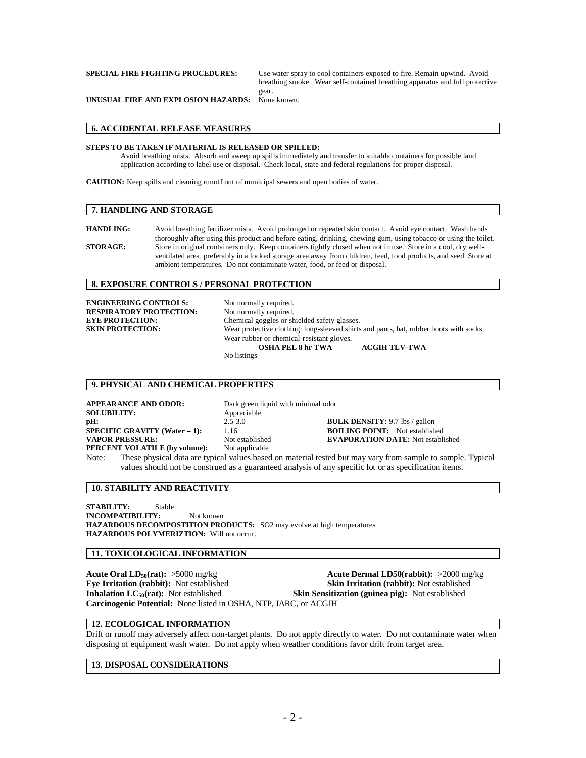**SPECIAL FIRE FIGHTING PROCEDURES:** Use water spray to cool containers exposed to fire. Remain upwind. Avoid breathing smoke. Wear self-contained breathing apparatus and full protective gear.

**UNUSUAL FIRE AND EXPLOSION HAZARDS:** None known.

## 6. ACCIDENTAL RELEASE MEASURES

**STEPS TO BE TAKEN IF MATERIAL IS RELEASED OR SPILLED:**
Avoid breathing mists. Absorb and sweep up spills immediately and transfer to suitable containers for possible land application according to label use or disposal. Check local, state and federal regulations for proper disposal.

**CAUTION:** Keep spills and cleaning runoff out of municipal sewers and open bodies of water.

## 7. HANDLING AND STORAGE

**HANDLING:** Avoid breathing fertilizer mists. Avoid prolonged or repeated skin contact. Avoid eye contact. Wash hands thoroughly after using this product and before eating, drinking, chewing gum, using tobacco or using the toilet.

**STORAGE:** Store in original containers only. Keep containers tightly closed when not in use. Store in a cool, dry well-ventilated area, preferably in a locked storage area away from children, feed, food products, and seed. Store at ambient temperatures. Do not contaminate water, food, or feed or disposal.

## 8. EXPOSURE CONTROLS / PERSONAL PROTECTION

**ENGINEERING CONTROLS:** Not normally required.
**RESPIRATORY PROTECTION:** Not normally required.
**EYE PROTECTION:** Chemical goggles or shielded safety glasses.
**SKIN PROTECTION:** Wear protective clothing: long-sleeved shirts and pants, hat, rubber boots with socks. Wear rubber or chemical-resistant gloves.

| **OSHA PEL 8 hr TWA** | **ACGIH TLV-TWA** |
|---|---|
| No listings | |

## 9. PHYSICAL AND CHEMICAL PROPERTIES

**APPEARANCE AND ODOR:** Dark green liquid with minimal odor
**SOLUBILITY:** Appreciable
**pH:** 2.5-3.0
**BULK DENSITY:** 9.7 lbs / gallon
**SPECIFIC GRAVITY (Water = 1):** 1.16
**BOILING POINT:** Not established
**VAPOR PRESSURE:** Not established
**EVAPORATION DATE:** Not established
**PERCENT VOLATILE (by volume):** Not applicable

Note: These physical data are typical values based on material tested but may vary from sample to sample. Typical values should not be construed as a guaranteed analysis of any specific lot or as specification items.

## 10. STABILITY AND REACTIVITY

**STABILITY:** Stable
**INCOMPATIBILITY:** Not known
**HAZARDOUS DECOMPOSTITION PRODUCTS:** SO2 may evolve at high temperatures
**HAZARDOUS POLYMERIZTION:** Will not occur.

## 11. TOXICOLOGICAL INFORMATION

**Acute Oral $LD_{50}$(rat):** >5000 mg/kg
**Acute Dermal LD50(rabbit):** >2000 mg/kg
**Eye Irritation (rabbit):** Not established
**Skin Irritation (rabbit):** Not established
**Inhalation $LC_{50}$(rat):** Not established
**Skin Sensitization (guinea pig):** Not established
**Carcinogenic Potential:** None listed in OSHA, NTP, IARC, or ACGIH

## 12. ECOLOGICAL INFORMATION

Drift or runoff may adversely affect non-target plants. Do not apply directly to water. Do not contaminate water when disposing of equipment wash water. Do not apply when weather conditions favor drift from target area.

## 13. DISPOSAL CONSIDERATIONS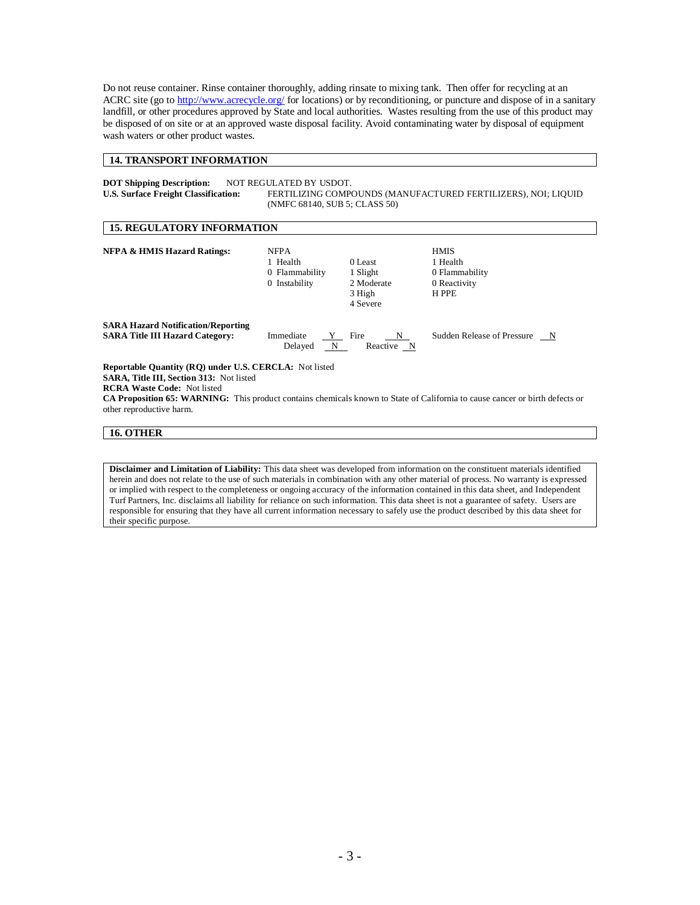Do not reuse container. Rinse container thoroughly, adding rinsate to mixing tank. Then offer for recycling at an ACRC site (go to http://www.acrecycle.org/ for locations) or by reconditioning, or puncture and dispose of in a sanitary landfill, or other procedures approved by State and local authorities. Wastes resulting from the use of this product may be disposed of on site or at an approved waste disposal facility. Avoid contaminating water by disposal of equipment wash waters or other product wastes.

## 14. TRANSPORT INFORMATION

**DOT Shipping Description:** NOT REGULATED BY USDOT.

**U.S. Surface Freight Classification:** FERTILIZING COMPOUNDS (MANUFACTURED FERTILIZERS), NOI; LIQUID (NMFC 68140, SUB 5; CLASS 50)

## 15. REGULATORY INFORMATION

| | | | |
|---|---|---|---|
| **NFPA & HMIS Hazard Ratings:** | NFPA | | HMIS |
| | 1 Health | 0 Least | 1 Health |
| | 0 Flammability | 1 Slight | 0 Flammability |
| | 0 Instability | 2 Moderate | 0 Reactivity |
| | | 3 High | H PPE |
| | | 4 Severe | |

**SARA Hazard Notification/Reporting**
**SARA Title III Hazard Category:**

| | | |
|---|---|---|
| Immediate Y | Fire N | Sudden Release of Pressure N |
| Delayed N | Reactive N | |

**Reportable Quantity (RQ) under U.S. CERCLA:** Not listed
**SARA, Title III, Section 313:** Not listed
**RCRA Waste Code:** Not listed
**CA Proposition 65: WARNING:** This product contains chemicals known to State of California to cause cancer or birth defects or other reproductive harm.

## 16. OTHER

**Disclaimer and Limitation of Liability:** This data sheet was developed from information on the constituent materials identified herein and does not relate to the use of such materials in combination with any other material of process. No warranty is expressed or implied with respect to the completeness or ongoing accuracy of the information contained in this data sheet, and Independent Turf Partners, Inc. disclaims all liability for reliance on such information. This data sheet is not a guarantee of safety. Users are responsible for ensuring that they have all current information necessary to safely use the product described by this data sheet for their specific purpose.